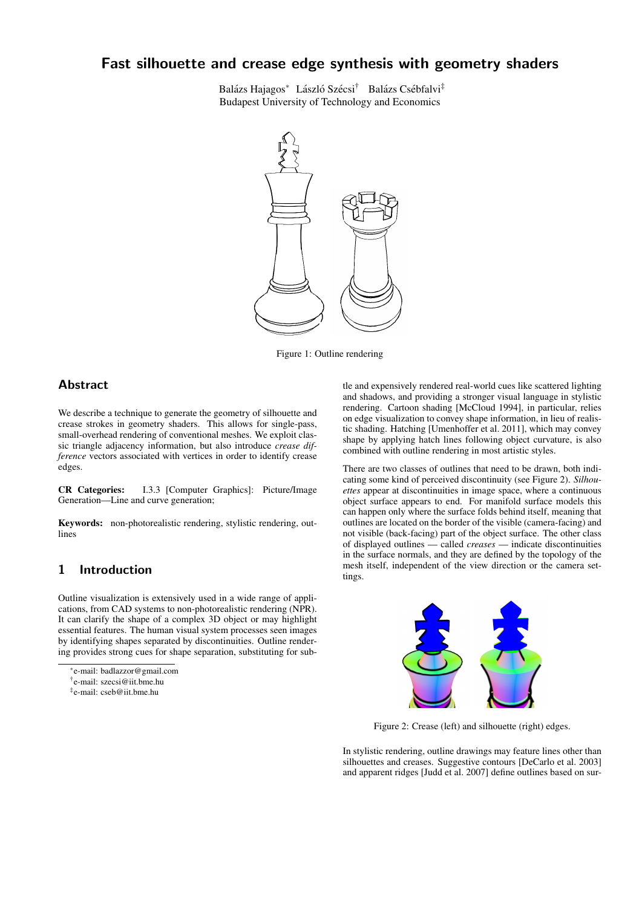# Fast silhouette and crease edge synthesis with geometry shaders

Balázs Hajagos* László Szécsi† Balázs Csébfalvi‡
Budapest University of Technology and Economics

Figure 1: Outline rendering

## Abstract

We describe a technique to generate the geometry of silhouette and crease strokes in geometry shaders. This allows for single-pass, small-overhead rendering of conventional meshes. We exploit classic triangle adjacency information, but also introduce *crease difference* vectors associated with vertices in order to identify crease edges.

**CR Categories:** I.3.3 [Computer Graphics]: Picture/Image Generation—Line and curve generation;

**Keywords:** non-photorealistic rendering, stylistic rendering, outlines

## 1 Introduction

Outline visualization is extensively used in a wide range of applications, from CAD systems to non-photorealistic rendering (NPR). It can clarify the shape of a complex 3D object or may highlight essential features. The human visual system processes seen images by identifying shapes separated by discontinuities. Outline rendering provides strong cues for shape separation, substituting for subtle and expensively rendered real-world cues like scattered lighting and shadows, and providing a stronger visual language in stylistic rendering. Cartoon shading [McCloud 1994], in particular, relies on edge visualization to convey shape information, in lieu of realistic shading. Hatching [Umenhoffer et al. 2011], which may convey shape by applying hatch lines following object curvature, is also combined with outline rendering in most artistic styles.

There are two classes of outlines that need to be drawn, both indicating some kind of perceived discontinuity (see Figure 2). *Silhouettes* appear at discontinuities in image space, where a continuous object surface appears to end. For manifold surface models this can happen only where the surface folds behind itself, meaning that outlines are located on the border of the visible (camera-facing) and not visible (back-facing) part of the object surface. The other class of displayed outlines — called *creases* — indicate discontinuities in the surface normals, and they are defined by the topology of the mesh itself, independent of the view direction or the camera settings.

Figure 2: Crease (left) and silhouette (right) edges.

In stylistic rendering, outline drawings may feature lines other than silhouettes and creases. Suggestive contours [DeCarlo et al. 2003] and apparent ridges [Judd et al. 2007] define outlines based on sur-

*e-mail: badlazzor@gmail.com
†e-mail: szecsi@iit.bme.hu
‡e-mail: cseb@iit.bme.hu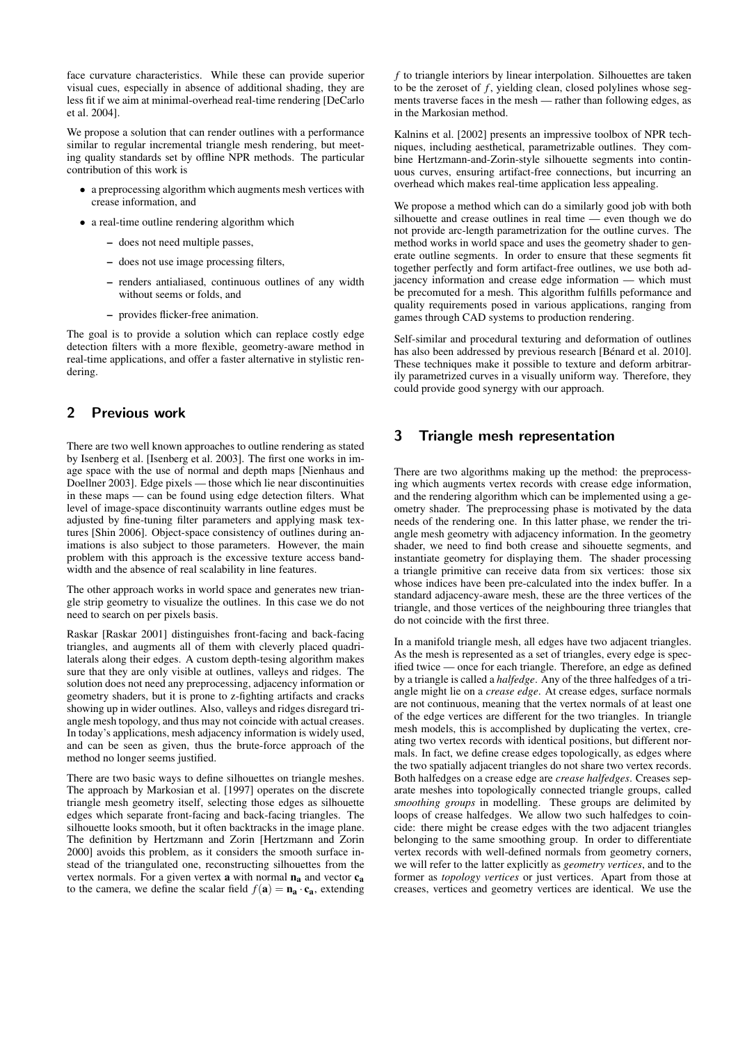face curvature characteristics. While these can provide superior visual cues, especially in absence of additional shading, they are less fit if we aim at minimal-overhead real-time rendering [DeCarlo et al. 2004].

We propose a solution that can render outlines with a performance similar to regular incremental triangle mesh rendering, but meeting quality standards set by offline NPR methods. The particular contribution of this work is

- a preprocessing algorithm which augments mesh vertices with crease information, and
- a real-time outline rendering algorithm which
  - does not need multiple passes,
  - does not use image processing filters,
  - renders antialiased, continuous outlines of any width without seems or folds, and
  - provides flicker-free animation.

The goal is to provide a solution which can replace costly edge detection filters with a more flexible, geometry-aware method in real-time applications, and offer a faster alternative in stylistic rendering.

## 2 Previous work

There are two well known approaches to outline rendering as stated by Isenberg et al. [Isenberg et al. 2003]. The first one works in image space with the use of normal and depth maps [Nienhaus and Doellner 2003]. Edge pixels — those which lie near discontinuities in these maps — can be found using edge detection filters. What level of image-space discontinuity warrants outline edges must be adjusted by fine-tuning filter parameters and applying mask textures [Shin 2006]. Object-space consistency of outlines during animations is also subject to those parameters. However, the main problem with this approach is the excessive texture access bandwidth and the absence of real scalability in line features.

The other approach works in world space and generates new triangle strip geometry to visualize the outlines. In this case we do not need to search on per pixels basis.

Raskar [Raskar 2001] distinguishes front-facing and back-facing triangles, and augments all of them with cleverly placed quadrilaterals along their edges. A custom depth-tesing algorithm makes sure that they are only visible at outlines, valleys and ridges. The solution does not need any preprocessing, adjacency information or geometry shaders, but it is prone to z-fighting artifacts and cracks showing up in wider outlines. Also, valleys and ridges disregard triangle mesh topology, and thus may not coincide with actual creases. In today's applications, mesh adjacency information is widely used, and can be seen as given, thus the brute-force approach of the method no longer seems justified.

There are two basic ways to define silhouettes on triangle meshes. The approach by Markosian et al. [1997] operates on the discrete triangle mesh geometry itself, selecting those edges as silhouette edges which separate front-facing and back-facing triangles. The silhouette looks smooth, but it often backtracks in the image plane. The definition by Hertzmann and Zorin [Hertzmann and Zorin 2000] avoids this problem, as it considers the smooth surface instead of the triangulated one, reconstructing silhouettes from the vertex normals. For a given vertex $\mathbf{a}$ with normal $\mathbf{n_a}$ and vector $\mathbf{c_a}$ to the camera, we define the scalar field $f(\mathbf{a}) = \mathbf{n_a} \cdot \mathbf{c_a}$, extending $f$ to triangle interiors by linear interpolation. Silhouettes are taken to be the zeroset of $f$, yielding clean, closed polylines whose segments traverse faces in the mesh — rather than following edges, as in the Markosian method.

Kalnins et al. [2002] presents an impressive toolbox of NPR techniques, including aesthetical, parametrizable outlines. They combine Hertzmann-and-Zorin-style silhouette segments into continuous curves, ensuring artifact-free connections, but incurring an overhead which makes real-time application less appealing.

We propose a method which can do a similarly good job with both silhouette and crease outlines in real time — even though we do not provide arc-length parametrization for the outline curves. The method works in world space and uses the geometry shader to generate outline segments. In order to ensure that these segments fit together perfectly and form artifact-free outlines, we use both adjacency information and crease edge information — which must be precomuted for a mesh. This algorithm fulfills peformance and quality requirements posed in various applications, ranging from games through CAD systems to production rendering.

Self-similar and procedural texturing and deformation of outlines has also been addressed by previous research [Bénard et al. 2010]. These techniques make it possible to texture and deform arbitrarily parametrized curves in a visually uniform way. Therefore, they could provide good synergy with our approach.

## 3 Triangle mesh representation

There are two algorithms making up the method: the preprocessing which augments vertex records with crease edge information, and the rendering algorithm which can be implemented using a geometry shader. The preprocessing phase is motivated by the data needs of the rendering one. In this latter phase, we render the triangle mesh geometry with adjacency information. In the geometry shader, we need to find both crease and sihouette segments, and instantiate geometry for displaying them. The shader processing a triangle primitive can receive data from six vertices: those six whose indices have been pre-calculated into the index buffer. In a standard adjacency-aware mesh, these are the three vertices of the triangle, and those vertices of the neighbouring three triangles that do not coincide with the first three.

In a manifold triangle mesh, all edges have two adjacent triangles. As the mesh is represented as a set of triangles, every edge is specified twice — once for each triangle. Therefore, an edge as defined by a triangle is called a *halfedge*. Any of the three halfedges of a triangle might lie on a *crease edge*. At crease edges, surface normals are not continuous, meaning that the vertex normals of at least one of the edge vertices are different for the two triangles. In triangle mesh models, this is accomplished by duplicating the vertex, creating two vertex records with identical positions, but different normals. In fact, we define crease edges topologically, as edges where the two spatially adjacent triangles do not share two vertex records. Both halfedges on a crease edge are *crease halfedges*. Creases separate meshes into topologically connected triangle groups, called *smoothing groups* in modelling. These groups are delimited by loops of crease halfedges. We allow two such halfedges to coincide: there might be crease edges with the two adjacent triangles belonging to the same smoothing group. In order to differentiate vertex records with well-defined normals from geometry corners, we will refer to the latter explicitly as *geometry vertices*, and to the former as *topology vertices* or just vertices. Apart from those at creases, vertices and geometry vertices are identical. We use the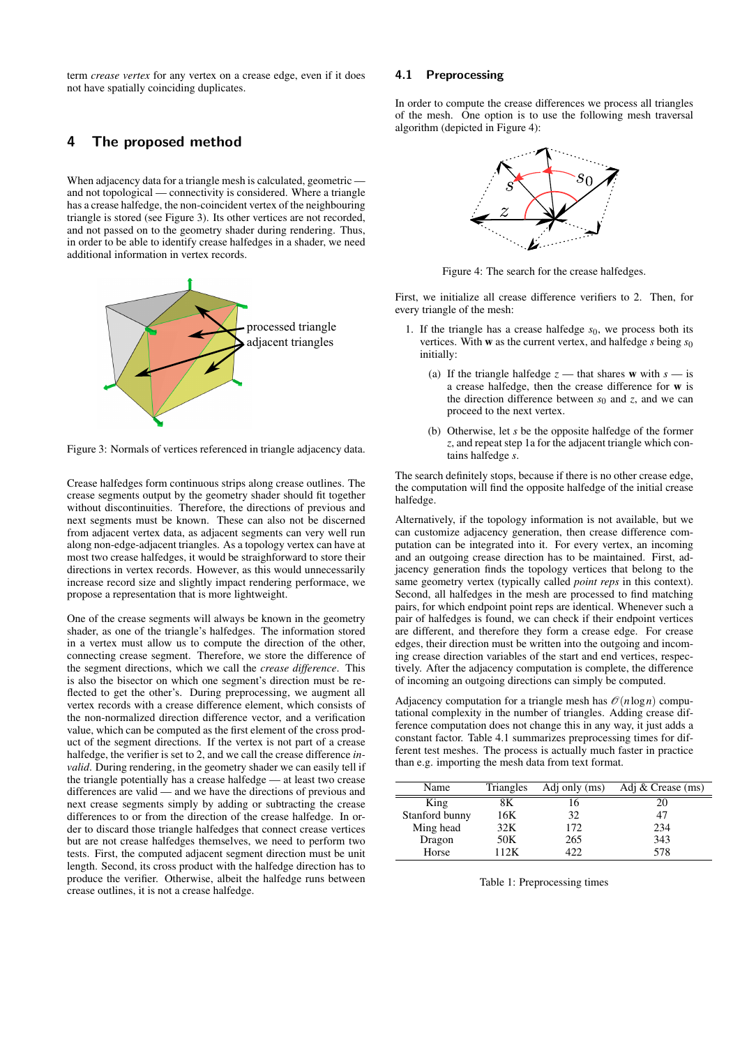term *crease vertex* for any vertex on a crease edge, even if it does not have spatially coinciding duplicates.

## 4 The proposed method

When adjacency data for a triangle mesh is calculated, geometric — and not topological — connectivity is considered. Where a triangle has a crease halfedge, the non-coincident vertex of the neighbouring triangle is stored (see Figure 3). Its other vertices are not recorded, and not passed on to the geometry shader during rendering. Thus, in order to be able to identify crease halfedges in a shader, we need additional information in vertex records.

processed triangle
adjacent triangles

Figure 3: Normals of vertices referenced in triangle adjacency data.

Crease halfedges form continuous strips along crease outlines. The crease segments output by the geometry shader should fit together without discontinuities. Therefore, the directions of previous and next segments must be known. These can also not be discerned from adjacent vertex data, as adjacent segments can very well run along non-edge-adjacent triangles. As a topology vertex can have at most two crease halfedges, it would be straighforward to store their directions in vertex records. However, as this would unnecessarily increase record size and slightly impact rendering performace, we propose a representation that is more lightweight.

One of the crease segments will always be known in the geometry shader, as one of the triangle's halfedges. The information stored in a vertex must allow us to compute the direction of the other, connecting crease segment. Therefore, we store the difference of the segment directions, which we call the *crease difference*. This is also the bisector on which one segment's direction must be reflected to get the other's. During preprocessing, we augment all vertex records with a crease difference element, which consists of the non-normalized direction difference vector, and a verification value, which can be computed as the first element of the cross product of the segment directions. If the vertex is not part of a crease halfedge, the verifier is set to 2, and we call the crease difference *invalid*. During rendering, in the geometry shader we can easily tell if the triangle potentially has a crease halfedge — at least two crease differences are valid — and we have the directions of previous and next crease segments simply by adding or subtracting the crease differences to or from the direction of the crease halfedge. In order to discard those triangle halfedges that connect crease vertices but are not crease halfedges themselves, we need to perform two tests. First, the computed adjacent segment direction must be unit length. Second, its cross product with the halfedge direction has to produce the verifier. Otherwise, albeit the halfedge runs between crease outlines, it is not a crease halfedge.

### 4.1 Preprocessing

In order to compute the crease differences we process all triangles of the mesh. One option is to use the following mesh traversal algorithm (depicted in Figure 4):

$s$
$s_0$
$z$

Figure 4: The search for the crease halfedges.

First, we initialize all crease difference verifiers to 2. Then, for every triangle of the mesh:

1. If the triangle has a crease halfedge $s_0$, we process both its vertices. With $\mathbf{w}$ as the current vertex, and halfedge $s$ being $s_0$ initially:
   (a) If the triangle halfedge $z$ — that shares $\mathbf{w}$ with $s$ — is a crease halfedge, then the crease difference for $\mathbf{w}$ is the direction difference between $s_0$ and $z$, and we can proceed to the next vertex.
   (b) Otherwise, let $s$ be the opposite halfedge of the former $z$, and repeat step 1a for the adjacent triangle which contains halfedge $s$.

The search definitely stops, because if there is no other crease edge, the computation will find the opposite halfedge of the initial crease halfedge.

Alternatively, if the topology information is not available, but we can customize adjacency generation, then crease difference computation can be integrated into it. For every vertex, an incoming and an outgoing crease direction has to be maintained. First, adjacency generation finds the topology vertices that belong to the same geometry vertex (typically called *point reps* in this context). Second, all halfedges in the mesh are processed to find matching pairs, for which endpoint point reps are identical. Whenever such a pair of halfedges is found, we can check if their endpoint vertices are different, and therefore they form a crease edge. For crease edges, their direction must be written into the outgoing and incoming crease direction variables of the start and end vertices, respectively. After the adjacency computation is complete, the difference of incoming an outgoing directions can simply be computed.

Adjacency computation for a triangle mesh has $\mathcal{O}(n \log n)$ computational complexity in the number of triangles. Adding crease difference computation does not change this in any way, it just adds a constant factor. Table 4.1 summarizes preprocessing times for different test meshes. The process is actually much faster in practice than e.g. importing the mesh data from text format.

| Name | Triangles | Adj only (ms) | Adj & Crease (ms) |
|---|---|---|---|
| King | 8K | 16 | 20 |
| Stanford bunny | 16K | 32 | 47 |
| Ming head | 32K | 172 | 234 |
| Dragon | 50K | 265 | 343 |
| Horse | 112K | 422 | 578 |

Table 1: Preprocessing times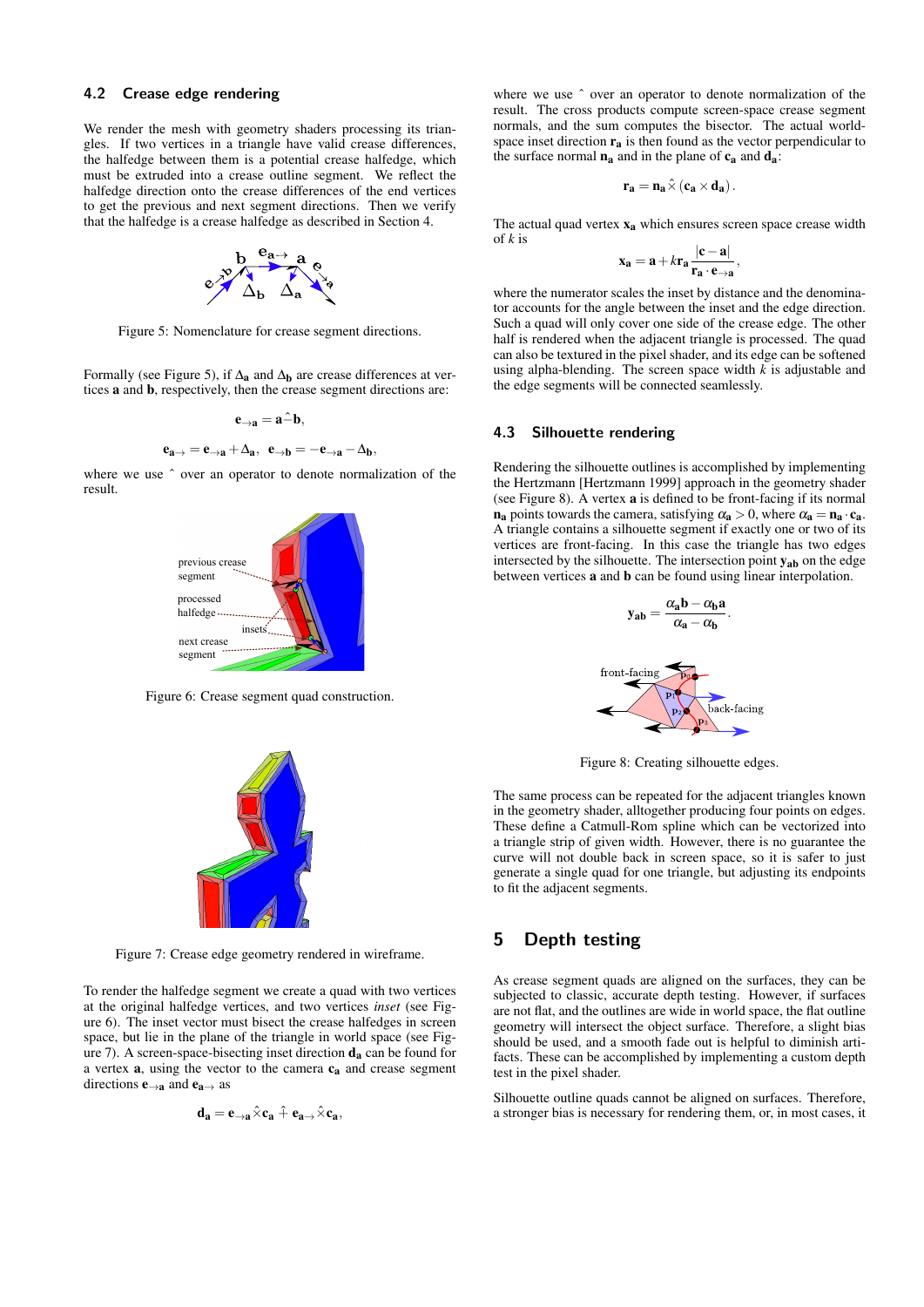### 4.2 Crease edge rendering

We render the mesh with geometry shaders processing its triangles. If two vertices in a triangle have valid crease differences, the halfedge between them is a potential crease halfedge, which must be extruded into a crease outline segment. We reflect the halfedge direction onto the crease differences of the end vertices to get the previous and next segment directions. Then we verify that the halfedge is a crease halfedge as described in Section 4.

Figure 5: Nomenclature for crease segment directions.

Formally (see Figure 5), if $\Delta_\mathbf{a}$ and $\Delta_\mathbf{b}$ are crease differences at vertices $\mathbf{a}$ and $\mathbf{b}$, respectively, then the crease segment directions are:

$$\mathbf{e}_{\to\mathbf{a}} = \mathbf{a} \hat{-} \mathbf{b},$$

$$\mathbf{e}_{\mathbf{a}\to} = \mathbf{e}_{\to\mathbf{a}} + \Delta_\mathbf{a}, \quad \mathbf{e}_{\to\mathbf{b}} = -\mathbf{e}_{\to\mathbf{a}} - \Delta_\mathbf{b},$$

where we use $\hat{}$ over an operator to denote normalization of the result.

Figure 6: Crease segment quad construction.

Figure 7: Crease edge geometry rendered in wireframe.

To render the halfedge segment we create a quad with two vertices at the original halfedge vertices, and two vertices *inset* (see Figure 6). The inset vector must bisect the crease halfedges in screen space, but lie in the plane of the triangle in world space (see Figure 7). A screen-space-bisecting inset direction $\mathbf{d_a}$ can be found for a vertex $\mathbf{a}$, using the vector to the camera $\mathbf{c_a}$ and crease segment directions $\mathbf{e}_{\to\mathbf{a}}$ and $\mathbf{e}_{\mathbf{a}\to}$ as

$$\mathbf{d_a} = \mathbf{e}_{\to\mathbf{a}} \hat{\times} \mathbf{c_a} \hat{+} \mathbf{e}_{\mathbf{a}\to} \hat{\times} \mathbf{c_a},$$

where we use $\hat{}$ over an operator to denote normalization of the result. The cross products compute screen-space crease segment normals, and the sum computes the bisector. The actual world-space inset direction $\mathbf{r_a}$ is then found as the vector perpendicular to the surface normal $\mathbf{n_a}$ and in the plane of $\mathbf{c_a}$ and $\mathbf{d_a}$:

$$\mathbf{r_a} = \mathbf{n_a} \hat{\times} (\mathbf{c_a} \times \mathbf{d_a}).$$

The actual quad vertex $\mathbf{x_a}$ which ensures screen space crease width of $k$ is

$$\mathbf{x_a} = \mathbf{a} + k\mathbf{r_a} \frac{|\mathbf{c} - \mathbf{a}|}{\mathbf{r_a} \cdot \mathbf{e}_{\to\mathbf{a}}},$$

where the numerator scales the inset by distance and the denominator accounts for the angle between the inset and the edge direction. Such a quad will only cover one side of the crease edge. The other half is rendered when the adjacent triangle is processed. The quad can also be textured in the pixel shader, and its edge can be softened using alpha-blending. The screen space width $k$ is adjustable and the edge segments will be connected seamlessly.

### 4.3 Silhouette rendering

Rendering the silhouette outlines is accomplished by implementing the Hertzmann [Hertzmann 1999] approach in the geometry shader (see Figure 8). A vertex $\mathbf{a}$ is defined to be front-facing if its normal $\mathbf{n_a}$ points towards the camera, satisfying $\alpha_\mathbf{a} > 0$, where $\alpha_\mathbf{a} = \mathbf{n_a} \cdot \mathbf{c_a}$. A triangle contains a silhouette segment if exactly one or two of its vertices are front-facing. In this case the triangle has two edges intersected by the silhouette. The intersection point $\mathbf{y_{ab}}$ on the edge between vertices $\mathbf{a}$ and $\mathbf{b}$ can be found using linear interpolation.

$$\mathbf{y_{ab}} = \frac{\alpha_\mathbf{a}\mathbf{b} - \alpha_\mathbf{b}\mathbf{a}}{\alpha_\mathbf{a} - \alpha_\mathbf{b}}.$$

Figure 8: Creating silhouette edges.

The same process can be repeated for the adjacent triangles known in the geometry shader, alltogether producing four points on edges. These define a Catmull-Rom spline which can be vectorized into a triangle strip of given width. However, there is no guarantee the curve will not double back in screen space, so it is safer to just generate a single quad for one triangle, but adjusting its endpoints to fit the adjacent segments.

## 5 Depth testing

As crease segment quads are aligned on the surfaces, they can be subjected to classic, accurate depth testing. However, if surfaces are not flat, and the outlines are wide in world space, the flat outline geometry will intersect the object surface. Therefore, a slight bias should be used, and a smooth fade out is helpful to diminish artifacts. These can be accomplished by implementing a custom depth test in the pixel shader.

Silhouette outline quads cannot be aligned on surfaces. Therefore, a stronger bias is necessary for rendering them, or, in most cases, it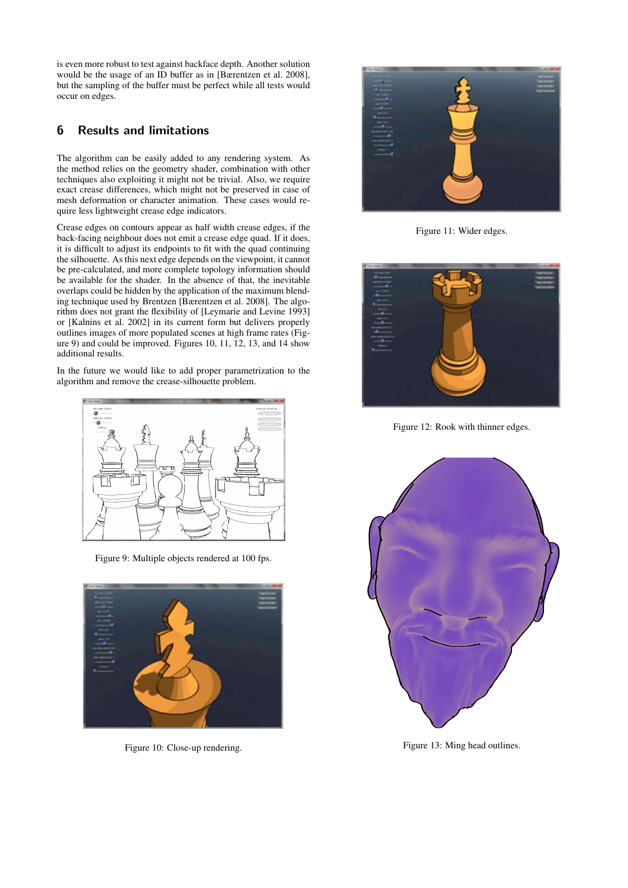is even more robust to test against backface depth. Another solution would be the usage of an ID buffer as in [Bærentzen et al. 2008], but the sampling of the buffer must be perfect while all tests would occur on edges.

## 6 Results and limitations

The algorithm can be easily added to any rendering system. As the method relies on the geometry shader, combination with other techniques also exploiting it might not be trivial. Also, we require exact crease differences, which might not be preserved in case of mesh deformation or character animation. These cases would require less lightweight crease edge indicators.

Crease edges on contours appear as half width crease edges, if the back-facing neighbour does not emit a crease edge quad. If it does, it is difficult to adjust its endpoints to fit with the quad continuing the silhouette. As this next edge depends on the viewpoint, it cannot be pre-calculated, and more complete topology information should be available for the shader. In the absence of that, the inevitable overlaps could be hidden by the application of the maximum blending technique used by Brentzen [Bærentzen et al. 2008]. The algorithm does not grant the flexibility of [Leymarie and Levine 1993] or [Kalnins et al. 2002] in its current form but delivers properly outlines images of more populated scenes at high frame rates (Figure 9) and could be improved. Figures 10, 11, 12, 13, and 14 show additional results.

In the future we would like to add proper parametrization to the algorithm and remove the crease-silhouette problem.

Figure 9: Multiple objects rendered at 100 fps.

Figure 10: Close-up rendering.

Figure 11: Wider edges.

Figure 12: Rook with thinner edges.

Figure 13: Ming head outlines.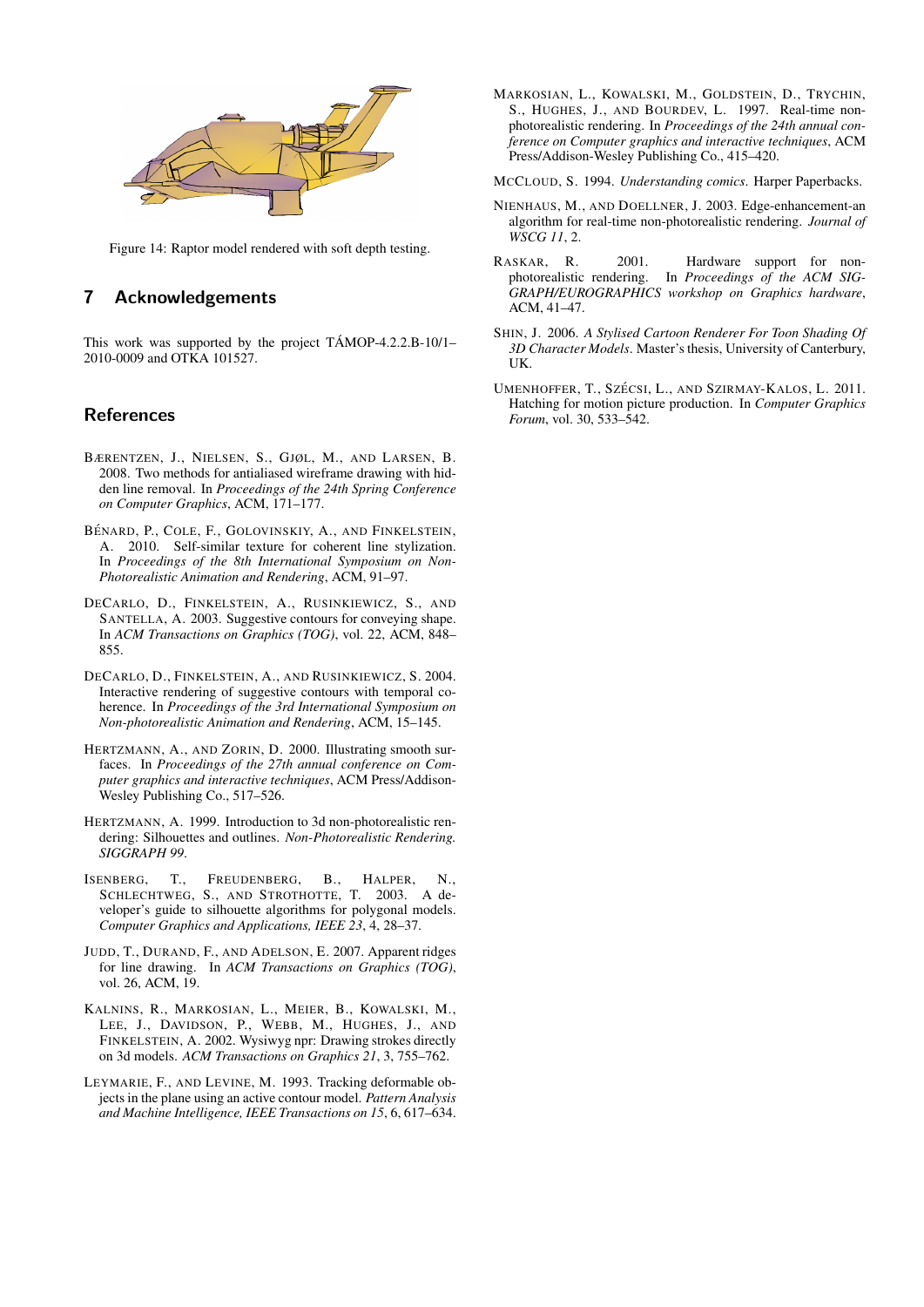Figure 14: Raptor model rendered with soft depth testing.

## 7 Acknowledgements

This work was supported by the project TÁMOP-4.2.2.B-10/1–2010-0009 and OTKA 101527.

## References

BÆRENTZEN, J., NIELSEN, S., GJØL, M., AND LARSEN, B. 2008. Two methods for antialiased wireframe drawing with hidden line removal. In *Proceedings of the 24th Spring Conference on Computer Graphics*, ACM, 171–177.

BÉNARD, P., COLE, F., GOLOVINSKIY, A., AND FINKELSTEIN, A. 2010. Self-similar texture for coherent line stylization. In *Proceedings of the 8th International Symposium on Non-Photorealistic Animation and Rendering*, ACM, 91–97.

DECARLO, D., FINKELSTEIN, A., RUSINKIEWICZ, S., AND SANTELLA, A. 2003. Suggestive contours for conveying shape. In *ACM Transactions on Graphics (TOG)*, vol. 22, ACM, 848–855.

DECARLO, D., FINKELSTEIN, A., AND RUSINKIEWICZ, S. 2004. Interactive rendering of suggestive contours with temporal coherence. In *Proceedings of the 3rd International Symposium on Non-photorealistic Animation and Rendering*, ACM, 15–145.

HERTZMANN, A., AND ZORIN, D. 2000. Illustrating smooth surfaces. In *Proceedings of the 27th annual conference on Computer graphics and interactive techniques*, ACM Press/Addison-Wesley Publishing Co., 517–526.

HERTZMANN, A. 1999. Introduction to 3d non-photorealistic rendering: Silhouettes and outlines. *Non-Photorealistic Rendering. SIGGRAPH 99*.

ISENBERG, T., FREUDENBERG, B., HALPER, N., SCHLECHTWEG, S., AND STROTHOTTE, T. 2003. A developer's guide to silhouette algorithms for polygonal models. *Computer Graphics and Applications, IEEE 23*, 4, 28–37.

JUDD, T., DURAND, F., AND ADELSON, E. 2007. Apparent ridges for line drawing. In *ACM Transactions on Graphics (TOG)*, vol. 26, ACM, 19.

KALNINS, R., MARKOSIAN, L., MEIER, B., KOWALSKI, M., LEE, J., DAVIDSON, P., WEBB, M., HUGHES, J., AND FINKELSTEIN, A. 2002. Wysiwyg npr: Drawing strokes directly on 3d models. *ACM Transactions on Graphics 21*, 3, 755–762.

LEYMARIE, F., AND LEVINE, M. 1993. Tracking deformable objects in the plane using an active contour model. *Pattern Analysis and Machine Intelligence, IEEE Transactions on 15*, 6, 617–634.

MARKOSIAN, L., KOWALSKI, M., GOLDSTEIN, D., TRYCHIN, S., HUGHES, J., AND BOURDEV, L. 1997. Real-time non-photorealistic rendering. In *Proceedings of the 24th annual conference on Computer graphics and interactive techniques*, ACM Press/Addison-Wesley Publishing Co., 415–420.

MCCLOUD, S. 1994. *Understanding comics*. Harper Paperbacks.

NIENHAUS, M., AND DOELLNER, J. 2003. Edge-enhancement-an algorithm for real-time non-photorealistic rendering. *Journal of WSCG 11*, 2.

RASKAR, R. 2001. Hardware support for non-photorealistic rendering. In *Proceedings of the ACM SIGGRAPH/EUROGRAPHICS workshop on Graphics hardware*, ACM, 41–47.

SHIN, J. 2006. *A Stylised Cartoon Renderer For Toon Shading Of 3D Character Models*. Master's thesis, University of Canterbury, UK.

UMENHOFFER, T., SZÉCSI, L., AND SZIRMAY-KALOS, L. 2011. Hatching for motion picture production. In *Computer Graphics Forum*, vol. 30, 533–542.